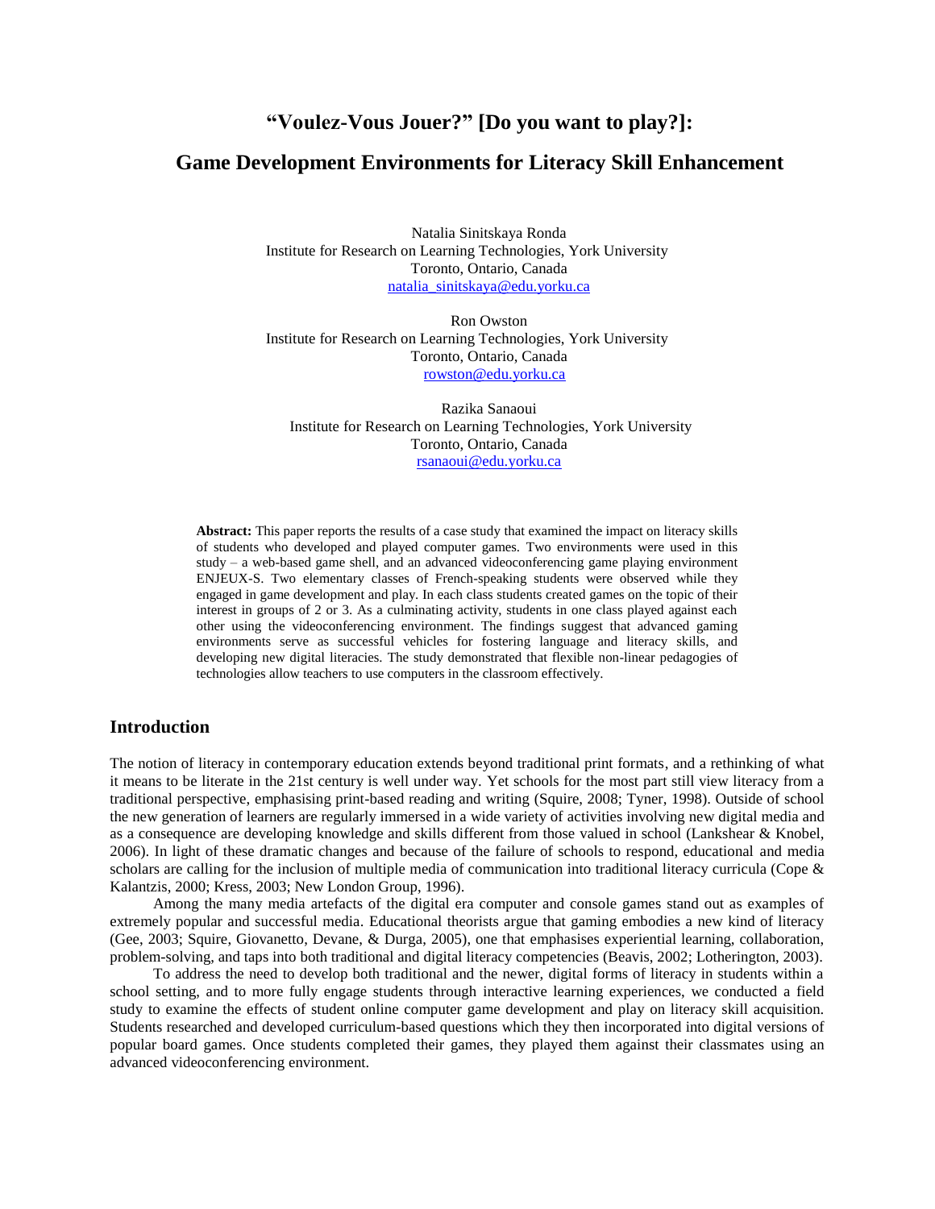# "Voulez-Vous Jouer?" [Do you want to play?]:

# Game Development Environments for Literacy Skill Enhancement

Natalia Sinitskaya Ronda  
Institute for Research on Learning Technologies, York University  
Toronto, Ontario, Canada  
natalia_sinitskaya@edu.yorku.ca

Ron Owston  
Institute for Research on Learning Technologies, York University  
Toronto, Ontario, Canada  
rowston@edu.yorku.ca

Razika Sanaoui  
Institute for Research on Learning Technologies, York University  
Toronto, Ontario, Canada  
rsanaoui@edu.yorku.ca

**Abstract:** This paper reports the results of a case study that examined the impact on literacy skills of students who developed and played computer games. Two environments were used in this study – a web-based game shell, and an advanced videoconferencing game playing environment ENJEUX-S. Two elementary classes of French-speaking students were observed while they engaged in game development and play. In each class students created games on the topic of their interest in groups of 2 or 3. As a culminating activity, students in one class played against each other using the videoconferencing environment. The findings suggest that advanced gaming environments serve as successful vehicles for fostering language and literacy skills, and developing new digital literacies. The study demonstrated that flexible non-linear pedagogies of technologies allow teachers to use computers in the classroom effectively.

## Introduction

The notion of literacy in contemporary education extends beyond traditional print formats, and a rethinking of what it means to be literate in the 21st century is well under way. Yet schools for the most part still view literacy from a traditional perspective, emphasising print-based reading and writing (Squire, 2008; Tyner, 1998). Outside of school the new generation of learners are regularly immersed in a wide variety of activities involving new digital media and as a consequence are developing knowledge and skills different from those valued in school (Lankshear & Knobel, 2006). In light of these dramatic changes and because of the failure of schools to respond, educational and media scholars are calling for the inclusion of multiple media of communication into traditional literacy curricula (Cope & Kalantzis, 2000; Kress, 2003; New London Group, 1996).

Among the many media artefacts of the digital era computer and console games stand out as examples of extremely popular and successful media. Educational theorists argue that gaming embodies a new kind of literacy (Gee, 2003; Squire, Giovanetto, Devane, & Durga, 2005), one that emphasises experiential learning, collaboration, problem-solving, and taps into both traditional and digital literacy competencies (Beavis, 2002; Lotherington, 2003).

To address the need to develop both traditional and the newer, digital forms of literacy in students within a school setting, and to more fully engage students through interactive learning experiences, we conducted a field study to examine the effects of student online computer game development and play on literacy skill acquisition. Students researched and developed curriculum-based questions which they then incorporated into digital versions of popular board games. Once students completed their games, they played them against their classmates using an advanced videoconferencing environment.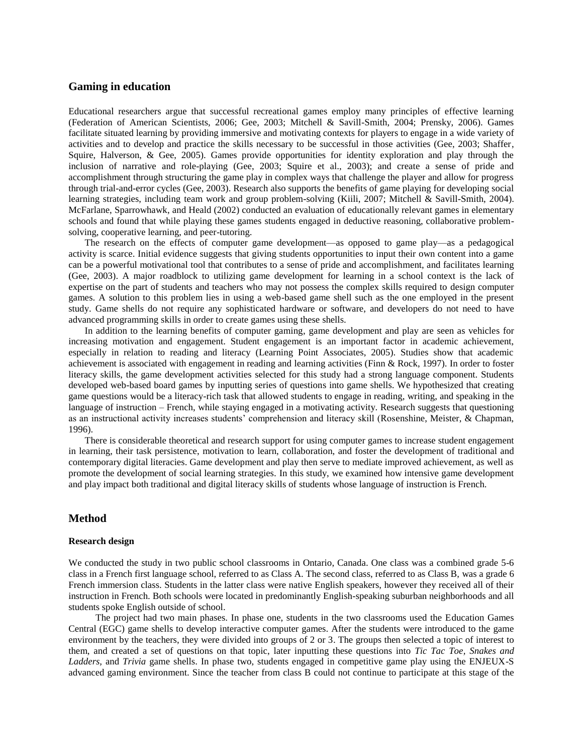## Gaming in education

Educational researchers argue that successful recreational games employ many principles of effective learning (Federation of American Scientists, 2006; Gee, 2003; Mitchell & Savill-Smith, 2004; Prensky, 2006). Games facilitate situated learning by providing immersive and motivating contexts for players to engage in a wide variety of activities and to develop and practice the skills necessary to be successful in those activities (Gee, 2003; Shaffer, Squire, Halverson, & Gee, 2005). Games provide opportunities for identity exploration and play through the inclusion of narrative and role-playing (Gee, 2003; Squire et al., 2003); and create a sense of pride and accomplishment through structuring the game play in complex ways that challenge the player and allow for progress through trial-and-error cycles (Gee, 2003). Research also supports the benefits of game playing for developing social learning strategies, including team work and group problem-solving (Kiili, 2007; Mitchell & Savill-Smith, 2004). McFarlane, Sparrowhawk, and Heald (2002) conducted an evaluation of educationally relevant games in elementary schools and found that while playing these games students engaged in deductive reasoning, collaborative problem-solving, cooperative learning, and peer-tutoring.

The research on the effects of computer game development—as opposed to game play—as a pedagogical activity is scarce. Initial evidence suggests that giving students opportunities to input their own content into a game can be a powerful motivational tool that contributes to a sense of pride and accomplishment, and facilitates learning (Gee, 2003). A major roadblock to utilizing game development for learning in a school context is the lack of expertise on the part of students and teachers who may not possess the complex skills required to design computer games. A solution to this problem lies in using a web-based game shell such as the one employed in the present study. Game shells do not require any sophisticated hardware or software, and developers do not need to have advanced programming skills in order to create games using these shells.

In addition to the learning benefits of computer gaming, game development and play are seen as vehicles for increasing motivation and engagement. Student engagement is an important factor in academic achievement, especially in relation to reading and literacy (Learning Point Associates, 2005). Studies show that academic achievement is associated with engagement in reading and learning activities (Finn & Rock, 1997). In order to foster literacy skills, the game development activities selected for this study had a strong language component. Students developed web-based board games by inputting series of questions into game shells. We hypothesized that creating game questions would be a literacy-rich task that allowed students to engage in reading, writing, and speaking in the language of instruction – French, while staying engaged in a motivating activity. Research suggests that questioning as an instructional activity increases students' comprehension and literacy skill (Rosenshine, Meister, & Chapman, 1996).

There is considerable theoretical and research support for using computer games to increase student engagement in learning, their task persistence, motivation to learn, collaboration, and foster the development of traditional and contemporary digital literacies. Game development and play then serve to mediate improved achievement, as well as promote the development of social learning strategies. In this study, we examined how intensive game development and play impact both traditional and digital literacy skills of students whose language of instruction is French.

## Method

### Research design

We conducted the study in two public school classrooms in Ontario, Canada. One class was a combined grade 5-6 class in a French first language school, referred to as Class A. The second class, referred to as Class B, was a grade 6 French immersion class. Students in the latter class were native English speakers, however they received all of their instruction in French. Both schools were located in predominantly English-speaking suburban neighborhoods and all students spoke English outside of school.

The project had two main phases. In phase one, students in the two classrooms used the Education Games Central (EGC) game shells to develop interactive computer games. After the students were introduced to the game environment by the teachers, they were divided into groups of 2 or 3. The groups then selected a topic of interest to them, and created a set of questions on that topic, later inputting these questions into *Tic Tac Toe*, *Snakes and Ladders,* and *Trivia* game shells. In phase two, students engaged in competitive game play using the ENJEUX-S advanced gaming environment. Since the teacher from class B could not continue to participate at this stage of the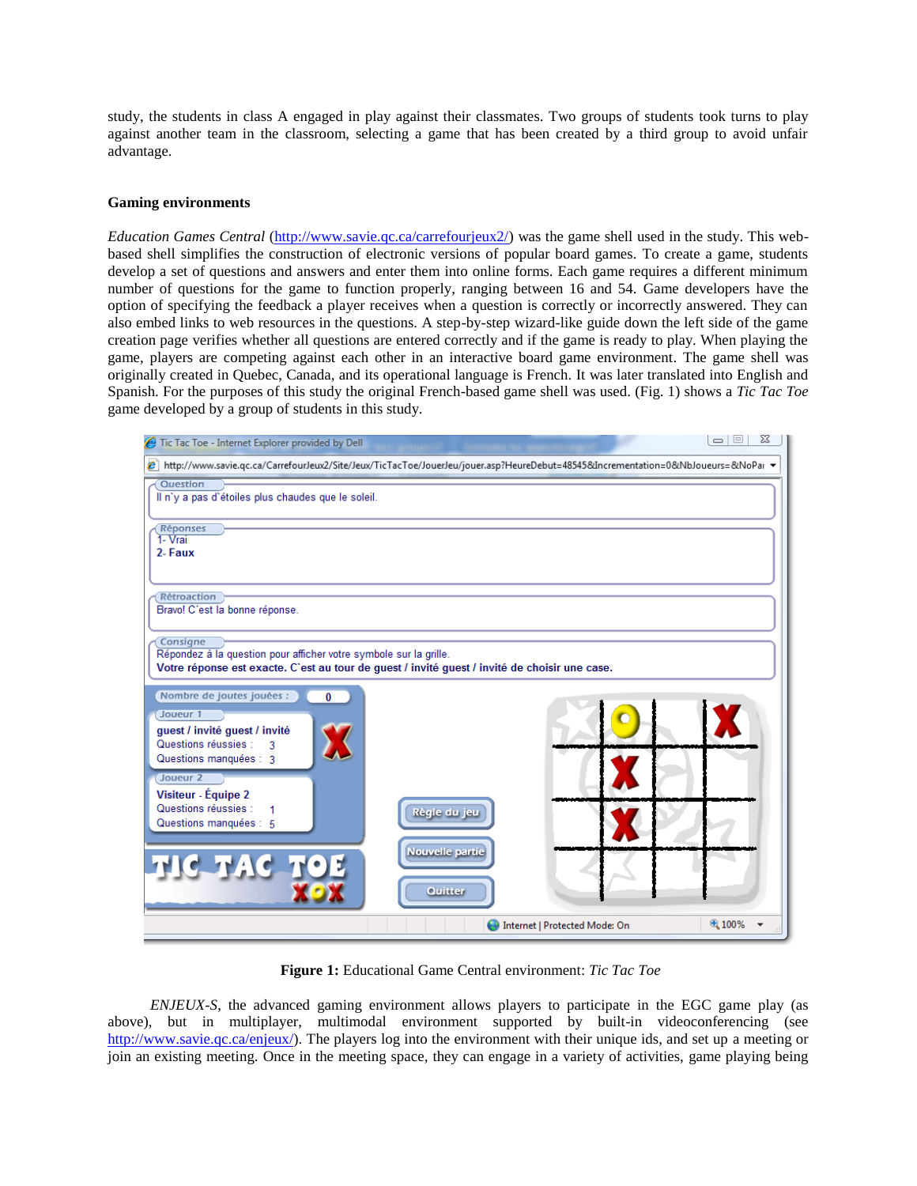study, the students in class A engaged in play against their classmates. Two groups of students took turns to play against another team in the classroom, selecting a game that has been created by a third group to avoid unfair advantage.

### Gaming environments

*Education Games Central* (http://www.savie.qc.ca/carrefourjeux2/) was the game shell used in the study. This web-based shell simplifies the construction of electronic versions of popular board games. To create a game, students develop a set of questions and answers and enter them into online forms. Each game requires a different minimum number of questions for the game to function properly, ranging between 16 and 54. Game developers have the option of specifying the feedback a player receives when a question is correctly or incorrectly answered. They can also embed links to web resources in the questions. A step-by-step wizard-like guide down the left side of the game creation page verifies whether all questions are entered correctly and if the game is ready to play. When playing the game, players are competing against each other in an interactive board game environment. The game shell was originally created in Quebec, Canada, and its operational language is French. It was later translated into English and Spanish. For the purposes of this study the original French-based game shell was used. (Fig. 1) shows a *Tic Tac Toe* game developed by a group of students in this study.

**Figure 1:** Educational Game Central environment: *Tic Tac Toe*

*ENJEUX-S*, the advanced gaming environment allows players to participate in the EGC game play (as above), but in multiplayer, multimodal environment supported by built-in videoconferencing (see http://www.savie.qc.ca/enjeux/). The players log into the environment with their unique ids, and set up a meeting or join an existing meeting. Once in the meeting space, they can engage in a variety of activities, game playing being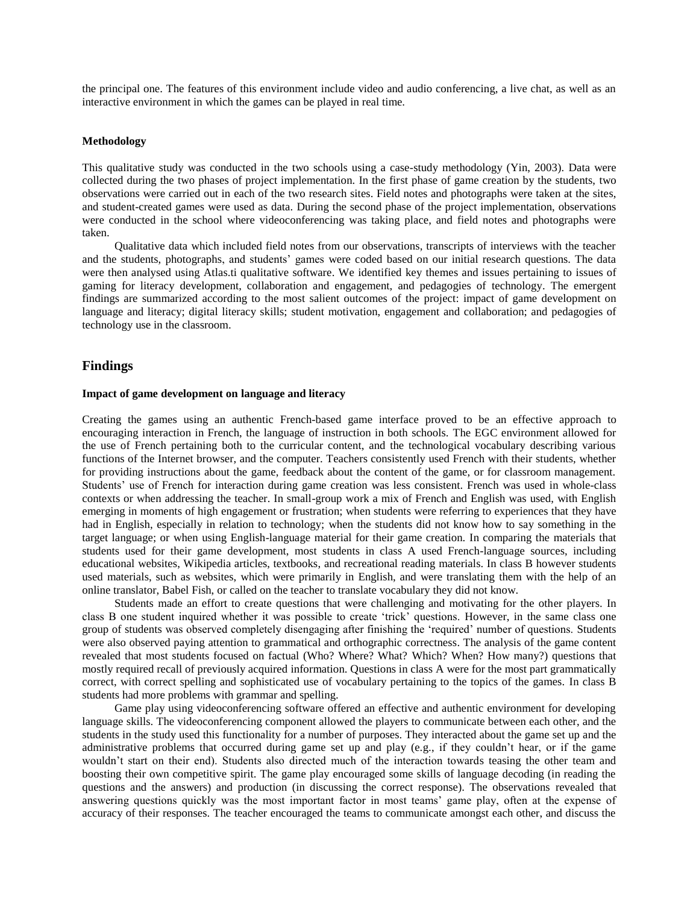the principal one. The features of this environment include video and audio conferencing, a live chat, as well as an interactive environment in which the games can be played in real time.

**Methodology**

This qualitative study was conducted in the two schools using a case-study methodology (Yin, 2003). Data were collected during the two phases of project implementation. In the first phase of game creation by the students, two observations were carried out in each of the two research sites. Field notes and photographs were taken at the sites, and student-created games were used as data. During the second phase of the project implementation, observations were conducted in the school where videoconferencing was taking place, and field notes and photographs were taken.

Qualitative data which included field notes from our observations, transcripts of interviews with the teacher and the students, photographs, and students' games were coded based on our initial research questions. The data were then analysed using Atlas.ti qualitative software. We identified key themes and issues pertaining to issues of gaming for literacy development, collaboration and engagement, and pedagogies of technology. The emergent findings are summarized according to the most salient outcomes of the project: impact of game development on language and literacy; digital literacy skills; student motivation, engagement and collaboration; and pedagogies of technology use in the classroom.

## Findings

**Impact of game development on language and literacy**

Creating the games using an authentic French-based game interface proved to be an effective approach to encouraging interaction in French, the language of instruction in both schools. The EGC environment allowed for the use of French pertaining both to the curricular content, and the technological vocabulary describing various functions of the Internet browser, and the computer. Teachers consistently used French with their students, whether for providing instructions about the game, feedback about the content of the game, or for classroom management. Students' use of French for interaction during game creation was less consistent. French was used in whole-class contexts or when addressing the teacher. In small-group work a mix of French and English was used, with English emerging in moments of high engagement or frustration; when students were referring to experiences that they have had in English, especially in relation to technology; when the students did not know how to say something in the target language; or when using English-language material for their game creation. In comparing the materials that students used for their game development, most students in class A used French-language sources, including educational websites, Wikipedia articles, textbooks, and recreational reading materials. In class B however students used materials, such as websites, which were primarily in English, and were translating them with the help of an online translator, Babel Fish, or called on the teacher to translate vocabulary they did not know.

Students made an effort to create questions that were challenging and motivating for the other players. In class B one student inquired whether it was possible to create 'trick' questions. However, in the same class one group of students was observed completely disengaging after finishing the 'required' number of questions. Students were also observed paying attention to grammatical and orthographic correctness. The analysis of the game content revealed that most students focused on factual (Who? Where? What? Which? When? How many?) questions that mostly required recall of previously acquired information. Questions in class A were for the most part grammatically correct, with correct spelling and sophisticated use of vocabulary pertaining to the topics of the games. In class B students had more problems with grammar and spelling.

Game play using videoconferencing software offered an effective and authentic environment for developing language skills. The videoconferencing component allowed the players to communicate between each other, and the students in the study used this functionality for a number of purposes. They interacted about the game set up and the administrative problems that occurred during game set up and play (e.g., if they couldn't hear, or if the game wouldn't start on their end). Students also directed much of the interaction towards teasing the other team and boosting their own competitive spirit. The game play encouraged some skills of language decoding (in reading the questions and the answers) and production (in discussing the correct response). The observations revealed that answering questions quickly was the most important factor in most teams' game play, often at the expense of accuracy of their responses. The teacher encouraged the teams to communicate amongst each other, and discuss the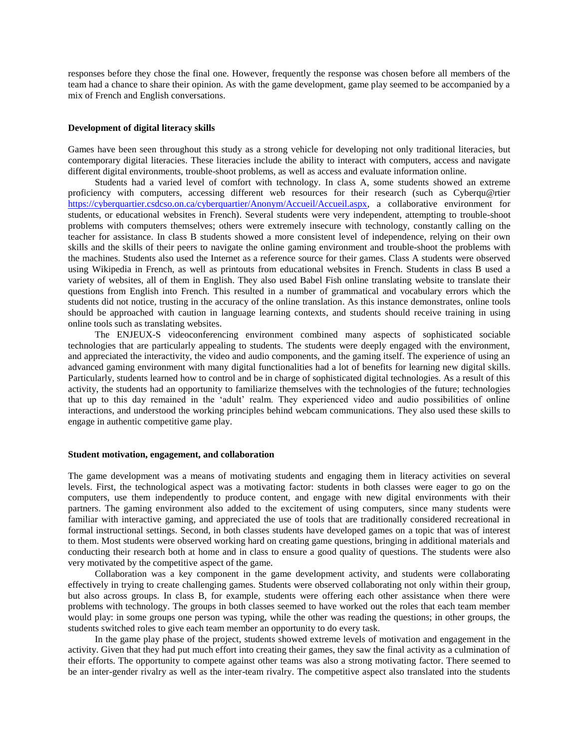responses before they chose the final one. However, frequently the response was chosen before all members of the team had a chance to share their opinion. As with the game development, game play seemed to be accompanied by a mix of French and English conversations.

**Development of digital literacy skills**

Games have been seen throughout this study as a strong vehicle for developing not only traditional literacies, but contemporary digital literacies. These literacies include the ability to interact with computers, access and navigate different digital environments, trouble-shoot problems, as well as access and evaluate information online.

Students had a varied level of comfort with technology. In class A, some students showed an extreme proficiency with computers, accessing different web resources for their research (such as Cyberqu@rtier https://cyberquartier.csdcso.on.ca/cyberquartier/Anonym/Accueil/Accueil.aspx, a collaborative environment for students, or educational websites in French). Several students were very independent, attempting to trouble-shoot problems with computers themselves; others were extremely insecure with technology, constantly calling on the teacher for assistance. In class B students showed a more consistent level of independence, relying on their own skills and the skills of their peers to navigate the online gaming environment and trouble-shoot the problems with the machines. Students also used the Internet as a reference source for their games. Class A students were observed using Wikipedia in French, as well as printouts from educational websites in French. Students in class B used a variety of websites, all of them in English. They also used Babel Fish online translating website to translate their questions from English into French. This resulted in a number of grammatical and vocabulary errors which the students did not notice, trusting in the accuracy of the online translation. As this instance demonstrates, online tools should be approached with caution in language learning contexts, and students should receive training in using online tools such as translating websites.

The ENJEUX-S videoconferencing environment combined many aspects of sophisticated sociable technologies that are particularly appealing to students. The students were deeply engaged with the environment, and appreciated the interactivity, the video and audio components, and the gaming itself. The experience of using an advanced gaming environment with many digital functionalities had a lot of benefits for learning new digital skills. Particularly, students learned how to control and be in charge of sophisticated digital technologies. As a result of this activity, the students had an opportunity to familiarize themselves with the technologies of the future; technologies that up to this day remained in the 'adult' realm. They experienced video and audio possibilities of online interactions, and understood the working principles behind webcam communications. They also used these skills to engage in authentic competitive game play.

**Student motivation, engagement, and collaboration**

The game development was a means of motivating students and engaging them in literacy activities on several levels. First, the technological aspect was a motivating factor: students in both classes were eager to go on the computers, use them independently to produce content, and engage with new digital environments with their partners. The gaming environment also added to the excitement of using computers, since many students were familiar with interactive gaming, and appreciated the use of tools that are traditionally considered recreational in formal instructional settings. Second, in both classes students have developed games on a topic that was of interest to them. Most students were observed working hard on creating game questions, bringing in additional materials and conducting their research both at home and in class to ensure a good quality of questions. The students were also very motivated by the competitive aspect of the game.

Collaboration was a key component in the game development activity, and students were collaborating effectively in trying to create challenging games. Students were observed collaborating not only within their group, but also across groups. In class B, for example, students were offering each other assistance when there were problems with technology. The groups in both classes seemed to have worked out the roles that each team member would play: in some groups one person was typing, while the other was reading the questions; in other groups, the students switched roles to give each team member an opportunity to do every task.

In the game play phase of the project, students showed extreme levels of motivation and engagement in the activity. Given that they had put much effort into creating their games, they saw the final activity as a culmination of their efforts. The opportunity to compete against other teams was also a strong motivating factor. There seemed to be an inter-gender rivalry as well as the inter-team rivalry. The competitive aspect also translated into the students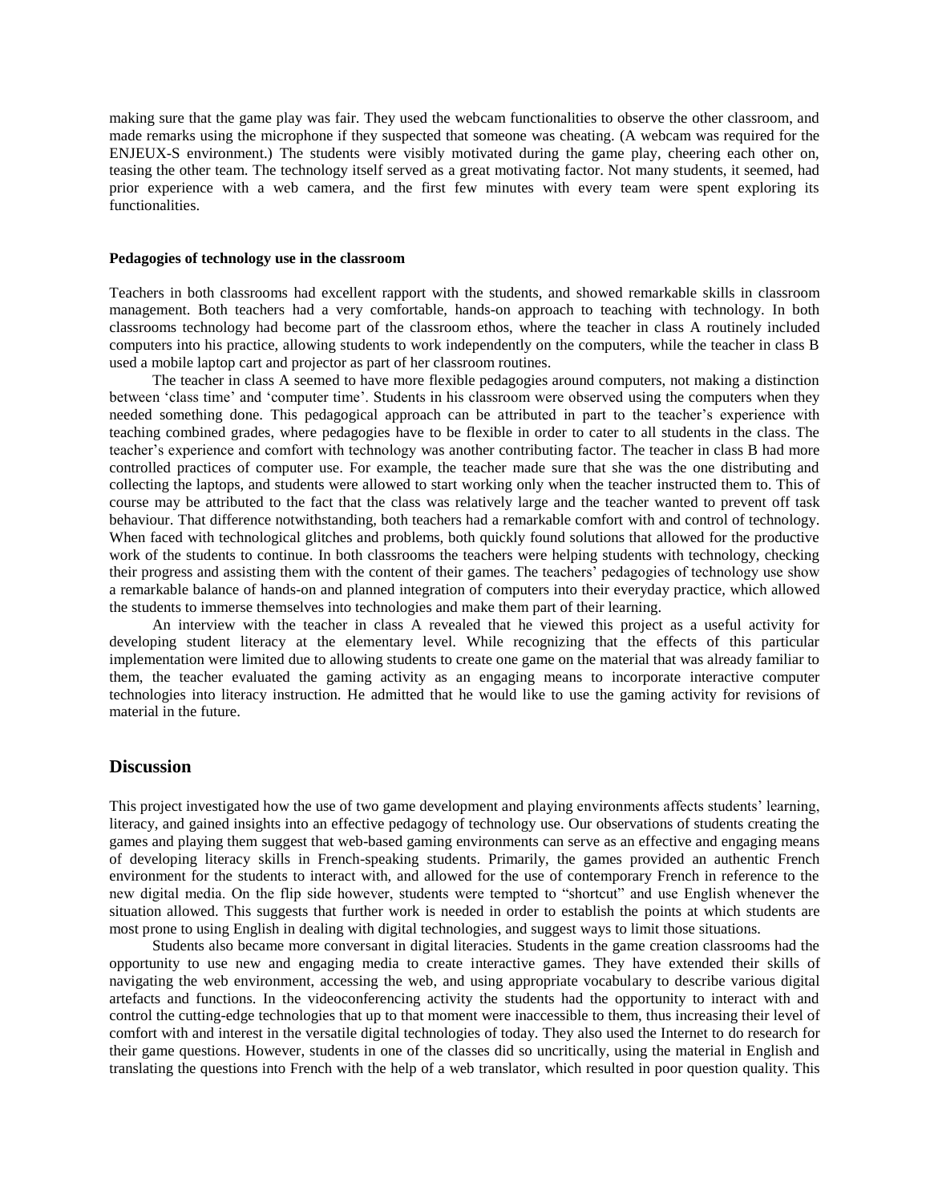making sure that the game play was fair. They used the webcam functionalities to observe the other classroom, and made remarks using the microphone if they suspected that someone was cheating. (A webcam was required for the ENJEUX-S environment.) The students were visibly motivated during the game play, cheering each other on, teasing the other team. The technology itself served as a great motivating factor. Not many students, it seemed, had prior experience with a web camera, and the first few minutes with every team were spent exploring its functionalities.

#### Pedagogies of technology use in the classroom

Teachers in both classrooms had excellent rapport with the students, and showed remarkable skills in classroom management. Both teachers had a very comfortable, hands-on approach to teaching with technology. In both classrooms technology had become part of the classroom ethos, where the teacher in class A routinely included computers into his practice, allowing students to work independently on the computers, while the teacher in class B used a mobile laptop cart and projector as part of her classroom routines.

The teacher in class A seemed to have more flexible pedagogies around computers, not making a distinction between 'class time' and 'computer time'. Students in his classroom were observed using the computers when they needed something done. This pedagogical approach can be attributed in part to the teacher's experience with teaching combined grades, where pedagogies have to be flexible in order to cater to all students in the class. The teacher's experience and comfort with technology was another contributing factor. The teacher in class B had more controlled practices of computer use. For example, the teacher made sure that she was the one distributing and collecting the laptops, and students were allowed to start working only when the teacher instructed them to. This of course may be attributed to the fact that the class was relatively large and the teacher wanted to prevent off task behaviour. That difference notwithstanding, both teachers had a remarkable comfort with and control of technology. When faced with technological glitches and problems, both quickly found solutions that allowed for the productive work of the students to continue. In both classrooms the teachers were helping students with technology, checking their progress and assisting them with the content of their games. The teachers' pedagogies of technology use show a remarkable balance of hands-on and planned integration of computers into their everyday practice, which allowed the students to immerse themselves into technologies and make them part of their learning.

An interview with the teacher in class A revealed that he viewed this project as a useful activity for developing student literacy at the elementary level. While recognizing that the effects of this particular implementation were limited due to allowing students to create one game on the material that was already familiar to them, the teacher evaluated the gaming activity as an engaging means to incorporate interactive computer technologies into literacy instruction. He admitted that he would like to use the gaming activity for revisions of material in the future.

## Discussion

This project investigated how the use of two game development and playing environments affects students' learning, literacy, and gained insights into an effective pedagogy of technology use. Our observations of students creating the games and playing them suggest that web-based gaming environments can serve as an effective and engaging means of developing literacy skills in French-speaking students. Primarily, the games provided an authentic French environment for the students to interact with, and allowed for the use of contemporary French in reference to the new digital media. On the flip side however, students were tempted to "shortcut" and use English whenever the situation allowed. This suggests that further work is needed in order to establish the points at which students are most prone to using English in dealing with digital technologies, and suggest ways to limit those situations.

Students also became more conversant in digital literacies. Students in the game creation classrooms had the opportunity to use new and engaging media to create interactive games. They have extended their skills of navigating the web environment, accessing the web, and using appropriate vocabulary to describe various digital artefacts and functions. In the videoconferencing activity the students had the opportunity to interact with and control the cutting-edge technologies that up to that moment were inaccessible to them, thus increasing their level of comfort with and interest in the versatile digital technologies of today. They also used the Internet to do research for their game questions. However, students in one of the classes did so uncritically, using the material in English and translating the questions into French with the help of a web translator, which resulted in poor question quality. This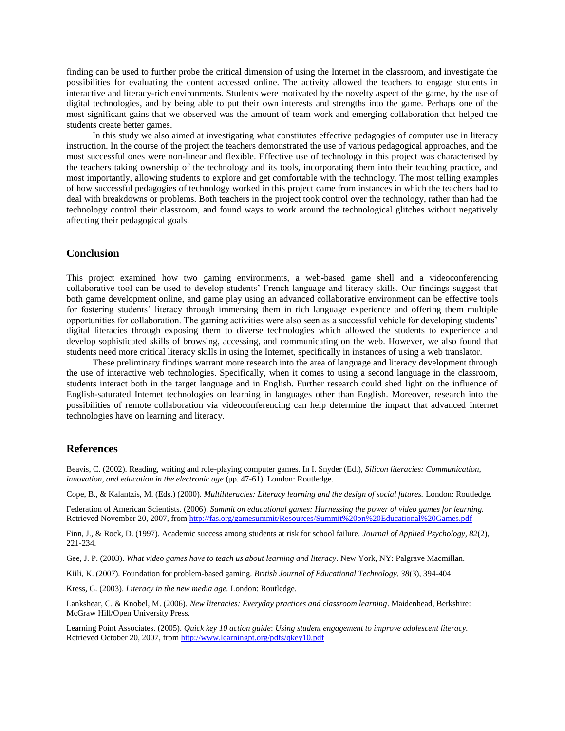finding can be used to further probe the critical dimension of using the Internet in the classroom, and investigate the possibilities for evaluating the content accessed online. The activity allowed the teachers to engage students in interactive and literacy-rich environments. Students were motivated by the novelty aspect of the game, by the use of digital technologies, and by being able to put their own interests and strengths into the game. Perhaps one of the most significant gains that we observed was the amount of team work and emerging collaboration that helped the students create better games.

In this study we also aimed at investigating what constitutes effective pedagogies of computer use in literacy instruction. In the course of the project the teachers demonstrated the use of various pedagogical approaches, and the most successful ones were non-linear and flexible. Effective use of technology in this project was characterised by the teachers taking ownership of the technology and its tools, incorporating them into their teaching practice, and most importantly, allowing students to explore and get comfortable with the technology. The most telling examples of how successful pedagogies of technology worked in this project came from instances in which the teachers had to deal with breakdowns or problems. Both teachers in the project took control over the technology, rather than had the technology control their classroom, and found ways to work around the technological glitches without negatively affecting their pedagogical goals.

## Conclusion

This project examined how two gaming environments, a web-based game shell and a videoconferencing collaborative tool can be used to develop students' French language and literacy skills. Our findings suggest that both game development online, and game play using an advanced collaborative environment can be effective tools for fostering students' literacy through immersing them in rich language experience and offering them multiple opportunities for collaboration. The gaming activities were also seen as a successful vehicle for developing students' digital literacies through exposing them to diverse technologies which allowed the students to experience and develop sophisticated skills of browsing, accessing, and communicating on the web. However, we also found that students need more critical literacy skills in using the Internet, specifically in instances of using a web translator.

These preliminary findings warrant more research into the area of language and literacy development through the use of interactive web technologies. Specifically, when it comes to using a second language in the classroom, students interact both in the target language and in English. Further research could shed light on the influence of English-saturated Internet technologies on learning in languages other than English. Moreover, research into the possibilities of remote collaboration via videoconferencing can help determine the impact that advanced Internet technologies have on learning and literacy.

## References

Beavis, C. (2002). Reading, writing and role-playing computer games. In I. Snyder (Ed.), *Silicon literacies: Communication, innovation, and education in the electronic age* (pp. 47-61). London: Routledge.

Cope, B., & Kalantzis, M. (Eds.) (2000). *Multiliteracies: Literacy learning and the design of social futures.* London: Routledge.

Federation of American Scientists. (2006). *Summit on educational games: Harnessing the power of video games for learning.* Retrieved November 20, 2007, from http://fas.org/gamesummit/Resources/Summit%20on%20Educational%20Games.pdf

Finn, J., & Rock, D. (1997). Academic success among students at risk for school failure. *Journal of Applied Psychology, 82*(2), 221-234.

Gee, J. P. (2003). *What video games have to teach us about learning and literacy*. New York, NY: Palgrave Macmillan.

Kiili, K. (2007). Foundation for problem-based gaming. *British Journal of Educational Technology, 38*(3), 394-404.

Kress, G. (2003). *Literacy in the new media age.* London: Routledge.

Lankshear, C. & Knobel, M. (2006). *New literacies: Everyday practices and classroom learning*. Maidenhead, Berkshire: McGraw Hill/Open University Press.

Learning Point Associates. (2005). *Quick key 10 action guide*: *Using student engagement to improve adolescent literacy.* Retrieved October 20, 2007, from http://www.learningpt.org/pdfs/qkey10.pdf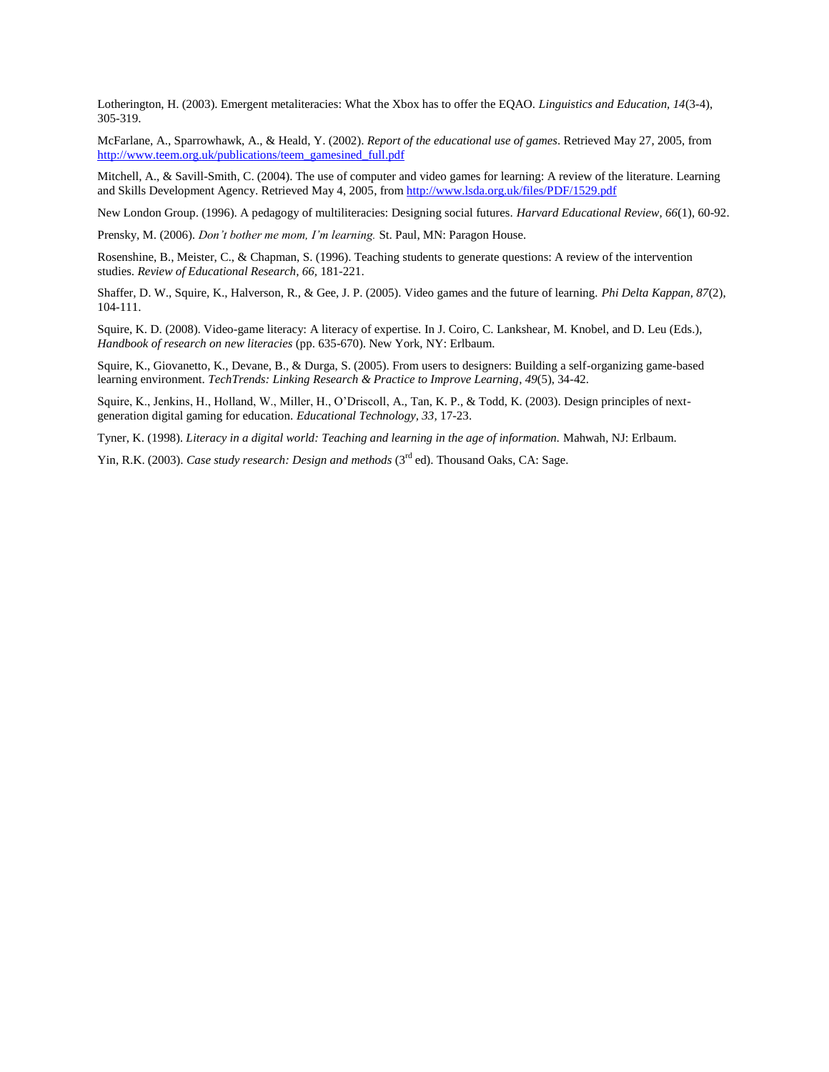Lotherington, H. (2003). Emergent metaliteracies: What the Xbox has to offer the EQAO. *Linguistics and Education, 14*(3-4), 305-319.

McFarlane, A., Sparrowhawk, A., & Heald, Y. (2002). *Report of the educational use of games*. Retrieved May 27, 2005, from http://www.teem.org.uk/publications/teem_gamesined_full.pdf

Mitchell, A., & Savill-Smith, C. (2004). The use of computer and video games for learning: A review of the literature. Learning and Skills Development Agency. Retrieved May 4, 2005, from http://www.lsda.org.uk/files/PDF/1529.pdf

New London Group. (1996). A pedagogy of multiliteracies: Designing social futures. *Harvard Educational Review, 66*(1), 60-92.

Prensky, M. (2006). *Don't bother me mom, I'm learning.* St. Paul, MN: Paragon House.

Rosenshine, B., Meister, C., & Chapman, S. (1996). Teaching students to generate questions: A review of the intervention studies. *Review of Educational Research, 66,* 181-221.

Shaffer, D. W., Squire, K., Halverson, R., & Gee, J. P. (2005). Video games and the future of learning. *Phi Delta Kappan, 87*(2), 104-111.

Squire, K. D. (2008). Video-game literacy: A literacy of expertise. In J. Coiro, C. Lankshear, M. Knobel, and D. Leu (Eds.), *Handbook of research on new literacies* (pp. 635-670). New York, NY: Erlbaum.

Squire, K., Giovanetto, K., Devane, B., & Durga, S. (2005). From users to designers: Building a self-organizing game-based learning environment. *TechTrends: Linking Research & Practice to Improve Learning, 49*(5), 34-42.

Squire, K., Jenkins, H., Holland, W., Miller, H., O'Driscoll, A., Tan, K. P., & Todd, K. (2003). Design principles of next-generation digital gaming for education. *Educational Technology, 33,* 17-23.

Tyner, K. (1998). *Literacy in a digital world: Teaching and learning in the age of information.* Mahwah, NJ: Erlbaum.

Yin, R.K. (2003). *Case study research: Design and methods* (3rd ed). Thousand Oaks, CA: Sage.